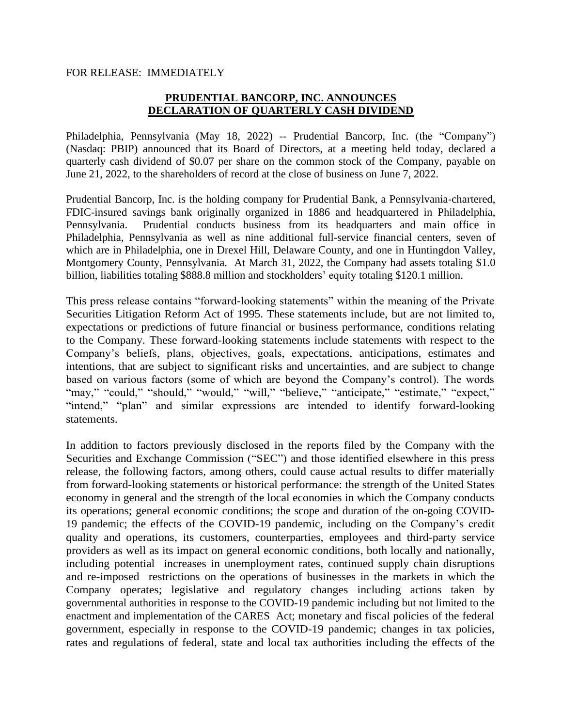FOR RELEASE: IMMEDIATELY

# PRUDENTIAL BANCORP, INC. ANNOUNCES DECLARATION OF QUARTERLY CASH DIVIDEND

Philadelphia, Pennsylvania (May 18, 2022) -- Prudential Bancorp, Inc. (the "Company") (Nasdaq: PBIP) announced that its Board of Directors, at a meeting held today, declared a quarterly cash dividend of $0.07 per share on the common stock of the Company, payable on June 21, 2022, to the shareholders of record at the close of business on June 7, 2022.

Prudential Bancorp, Inc. is the holding company for Prudential Bank, a Pennsylvania-chartered, FDIC-insured savings bank originally organized in 1886 and headquartered in Philadelphia, Pennsylvania. Prudential conducts business from its headquarters and main office in Philadelphia, Pennsylvania as well as nine additional full-service financial centers, seven of which are in Philadelphia, one in Drexel Hill, Delaware County, and one in Huntingdon Valley, Montgomery County, Pennsylvania. At March 31, 2022, the Company had assets totaling $1.0 billion, liabilities totaling $888.8 million and stockholders' equity totaling $120.1 million.

This press release contains "forward-looking statements" within the meaning of the Private Securities Litigation Reform Act of 1995. These statements include, but are not limited to, expectations or predictions of future financial or business performance, conditions relating to the Company. These forward-looking statements include statements with respect to the Company's beliefs, plans, objectives, goals, expectations, anticipations, estimates and intentions, that are subject to significant risks and uncertainties, and are subject to change based on various factors (some of which are beyond the Company's control). The words "may," "could," "should," "would," "will," "believe," "anticipate," "estimate," "expect," "intend," "plan" and similar expressions are intended to identify forward-looking statements.

In addition to factors previously disclosed in the reports filed by the Company with the Securities and Exchange Commission ("SEC") and those identified elsewhere in this press release, the following factors, among others, could cause actual results to differ materially from forward-looking statements or historical performance: the strength of the United States economy in general and the strength of the local economies in which the Company conducts its operations; general economic conditions; the scope and duration of the on-going COVID-19 pandemic; the effects of the COVID-19 pandemic, including on the Company's credit quality and operations, its customers, counterparties, employees and third-party service providers as well as its impact on general economic conditions, both locally and nationally, including potential increases in unemployment rates, continued supply chain disruptions and re-imposed restrictions on the operations of businesses in the markets in which the Company operates; legislative and regulatory changes including actions taken by governmental authorities in response to the COVID-19 pandemic including but not limited to the enactment and implementation of the CARES Act; monetary and fiscal policies of the federal government, especially in response to the COVID-19 pandemic; changes in tax policies, rates and regulations of federal, state and local tax authorities including the effects of the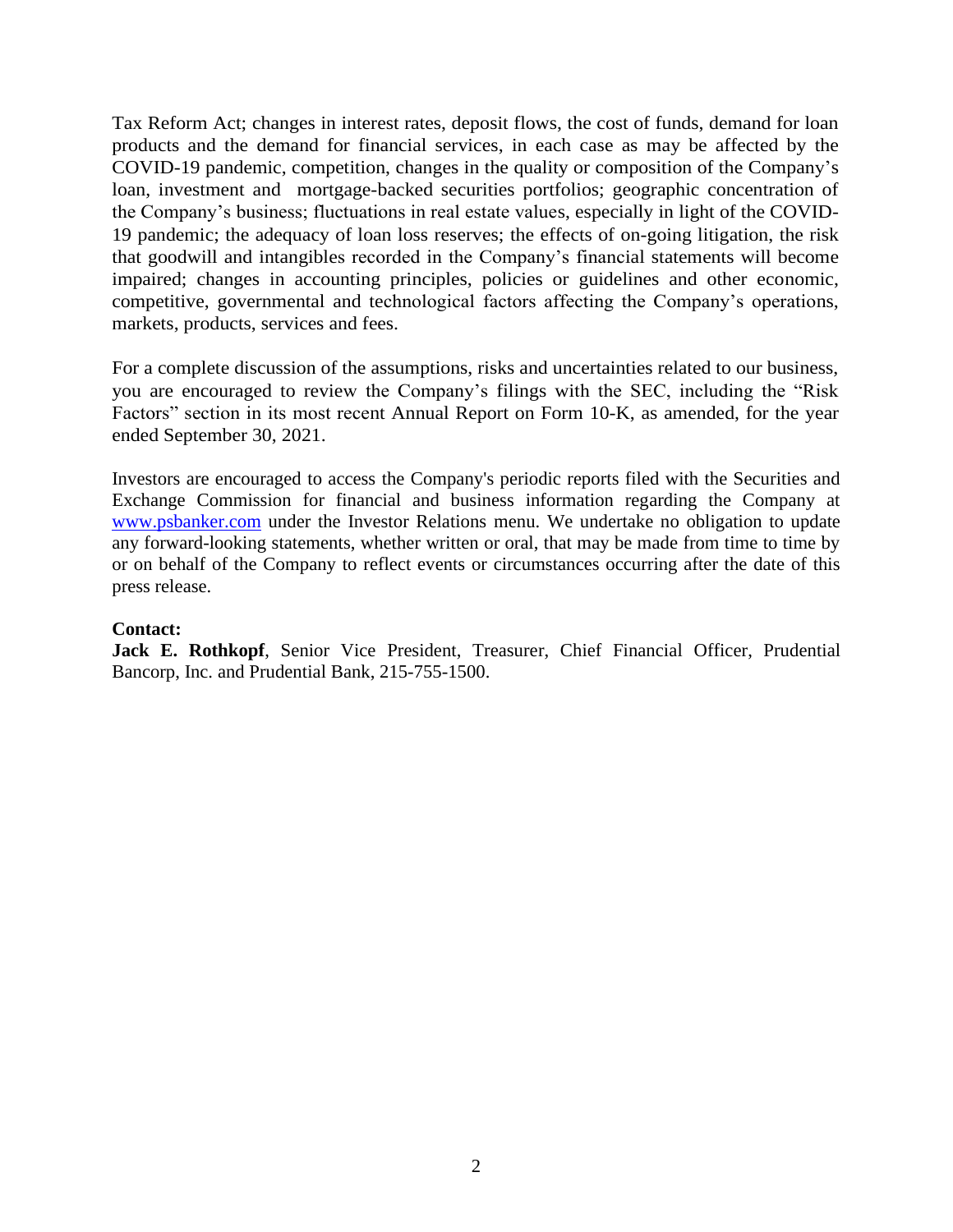Tax Reform Act; changes in interest rates, deposit flows, the cost of funds, demand for loan products and the demand for financial services, in each case as may be affected by the COVID-19 pandemic, competition, changes in the quality or composition of the Company's loan, investment and mortgage-backed securities portfolios; geographic concentration of the Company's business; fluctuations in real estate values, especially in light of the COVID-19 pandemic; the adequacy of loan loss reserves; the effects of on-going litigation, the risk that goodwill and intangibles recorded in the Company's financial statements will become impaired; changes in accounting principles, policies or guidelines and other economic, competitive, governmental and technological factors affecting the Company's operations, markets, products, services and fees.

For a complete discussion of the assumptions, risks and uncertainties related to our business, you are encouraged to review the Company's filings with the SEC, including the "Risk Factors" section in its most recent Annual Report on Form 10-K, as amended, for the year ended September 30, 2021.

Investors are encouraged to access the Company's periodic reports filed with the Securities and Exchange Commission for financial and business information regarding the Company at www.psbanker.com under the Investor Relations menu. We undertake no obligation to update any forward-looking statements, whether written or oral, that may be made from time to time by or on behalf of the Company to reflect events or circumstances occurring after the date of this press release.

**Contact:**
**Jack E. Rothkopf**, Senior Vice President, Treasurer, Chief Financial Officer, Prudential Bancorp, Inc. and Prudential Bank, 215-755-1500.